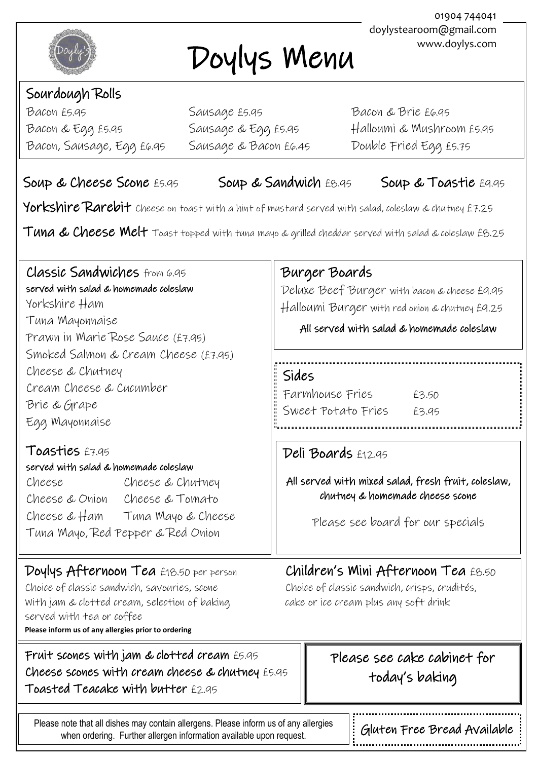01904 744041
doylystearoom@gmail.com
www.doylys.com

# Doylys Menu

## Sourdough Rolls

Bacon £5.95
Bacon & Egg £5.95
Bacon, Sausage, Egg £6.95
Sausage £5.95
Sausage & Egg £5.95
Sausage & Bacon £6.45
Bacon & Brie £6.95
Halloumi & Mushroom £5.95
Double Fried Egg £5.75

**Soup & Cheese Scone** £5.95 **Soup & Sandwich** £8.95 **Soup & Toastie** £9.95

**Yorkshire Rarebit** Cheese on toast with a hint of mustard served with salad, coleslaw & chutney £7.25

**Tuna & Cheese Melt** Toast topped with tuna mayo & grilled cheddar served with salad & coleslaw £8.25

## Classic Sandwiches from 6.95

**served with salad & homemade coleslaw**

Yorkshire Ham
Tuna Mayonnaise
Prawn in Marie Rose Sauce (£7.95)
Smoked Salmon & Cream Cheese (£7.95)
Cheese & Chutney
Cream Cheese & Cucumber
Brie & Grape
Egg Mayonnaise

## Toasties £7.95

**served with salad & homemade coleslaw**

Cheese
Cheese & Chutney
Cheese & Onion
Cheese & Tomato
Cheese & Ham
Tuna Mayo & Cheese
Tuna Mayo, Red Pepper & Red Onion

## Burger Boards

Deluxe Beef Burger with bacon & cheese £9.95
Halloumi Burger with red onion & chutney £9.25

**All served with salad & homemade coleslaw**

## Sides

Farmhouse Fries £3.50
Sweet Potato Fries £3.95

## Deli Boards £12.95

**All served with mixed salad, fresh fruit, coleslaw, chutney & homemade cheese scone**

Please see board for our specials

## Doylys Afternoon Tea £18.50 per person

Choice of classic sandwich, savouries, scone with jam & clotted cream, selection of baking served with tea or coffee

**Please inform us of any allergies prior to ordering**

## Children's Mini Afternoon Tea £8.50

Choice of classic sandwich, crisps, crudités, cake or ice cream plus any soft drink

**Fruit scones with jam & clotted cream** £5.95
**Cheese scones with cream cheese & chutney** £5.95
**Toasted Teacake with butter** £2.95

Please see cake cabinet for today's baking

Please note that all dishes may contain allergens. Please inform us of any allergies when ordering. Further allergen information available upon request.

Gluten Free Bread Available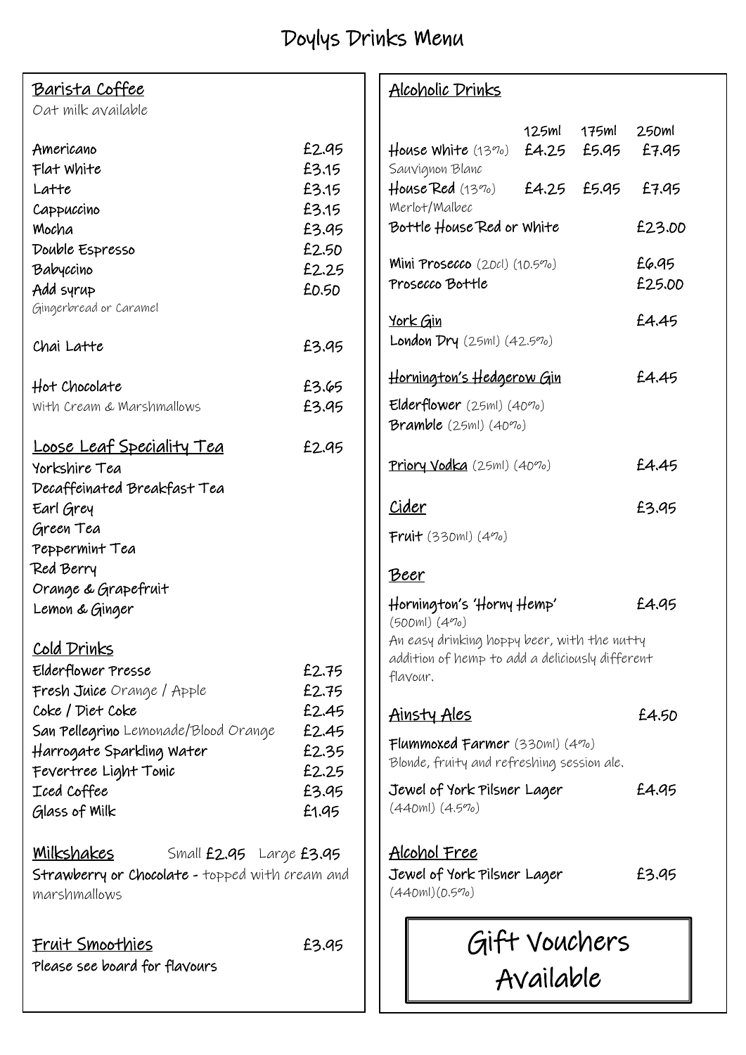# Doylys Drinks Menu

## Barista Coffee

Oat milk available

| | |
|---|---|
| Americano | £2.95 |
| Flat White | £3.15 |
| Latte | £3.15 |
| Cappuccino | £3.15 |
| Mocha | £3.95 |
| Double Espresso | £2.50 |
| Babyccino | £2.25 |
| Add syrup<br>Gingerbread or Caramel | £0.50 |
| Chai Latte | £3.95 |
| Hot Chocolate | £3.65 |
| With Cream & Marshmallows | £3.95 |

## Loose Leaf Speciality Tea — £2.95

- Yorkshire Tea
- Decaffeinated Breakfast Tea
- Earl Grey
- Green Tea
- Peppermint Tea
- Red Berry
- Orange & Grapefruit
- Lemon & Ginger

## Cold Drinks

| | |
|---|---|
| Elderflower Presse | £2.75 |
| Fresh Juice Orange / Apple | £2.75 |
| Coke / Diet Coke | £2.45 |
| San Pellegrino Lemonade/Blood Orange | £2.45 |
| Harrogate Sparkling Water | £2.35 |
| Fevertree Light Tonic | £2.25 |
| Iced Coffee | £3.95 |
| Glass of Milk | £1.95 |

## Milkshakes — Small £2.95 Large £3.95

Strawberry or Chocolate - topped with cream and marshmallows

## Fruit Smoothies — £3.95

Please see board for flavours

## Alcoholic Drinks

| | 125ml | 175ml | 250ml |
|---|---|---|---|
| House White (13%)<br>Sauvignon Blanc | £4.25 | £5.95 | £7.95 |
| House Red (13%)<br>Merlot/Malbec | £4.25 | £5.95 | £7.95 |
| Bottle House Red or White | | | £23.00 |
| Mini Prosecco (20cl) (10.5%) | | | £6.95 |
| Prosecco Bottle | | | £25.00 |

**York Gin** — £4.45

London Dry (25ml) (42.5%)

**Hornington's Hedgerow Gin** — £4.45

Elderflower (25ml) (40%)
Bramble (25ml) (40%)

**Priory Vodka** (25ml) (40%) — £4.45

## Cider — £3.95

Fruit (330ml) (4%)

## Beer

**Hornington's 'Horny Hemp'** (500ml) (4%) — £4.95

An easy drinking hoppy beer, with the nutty addition of hemp to add a deliciously different flavour.

## Ainsty Ales — £4.50

Flummoxed Farmer (330ml) (4%)
Blonde, fruity and refreshing session ale.

Jewel of York Pilsner Lager (440ml) (4.5%) — £4.95

## Alcohol Free

Jewel of York Pilsner Lager (440ml)(0.5%) — £3.95

**Gift Vouchers Available**